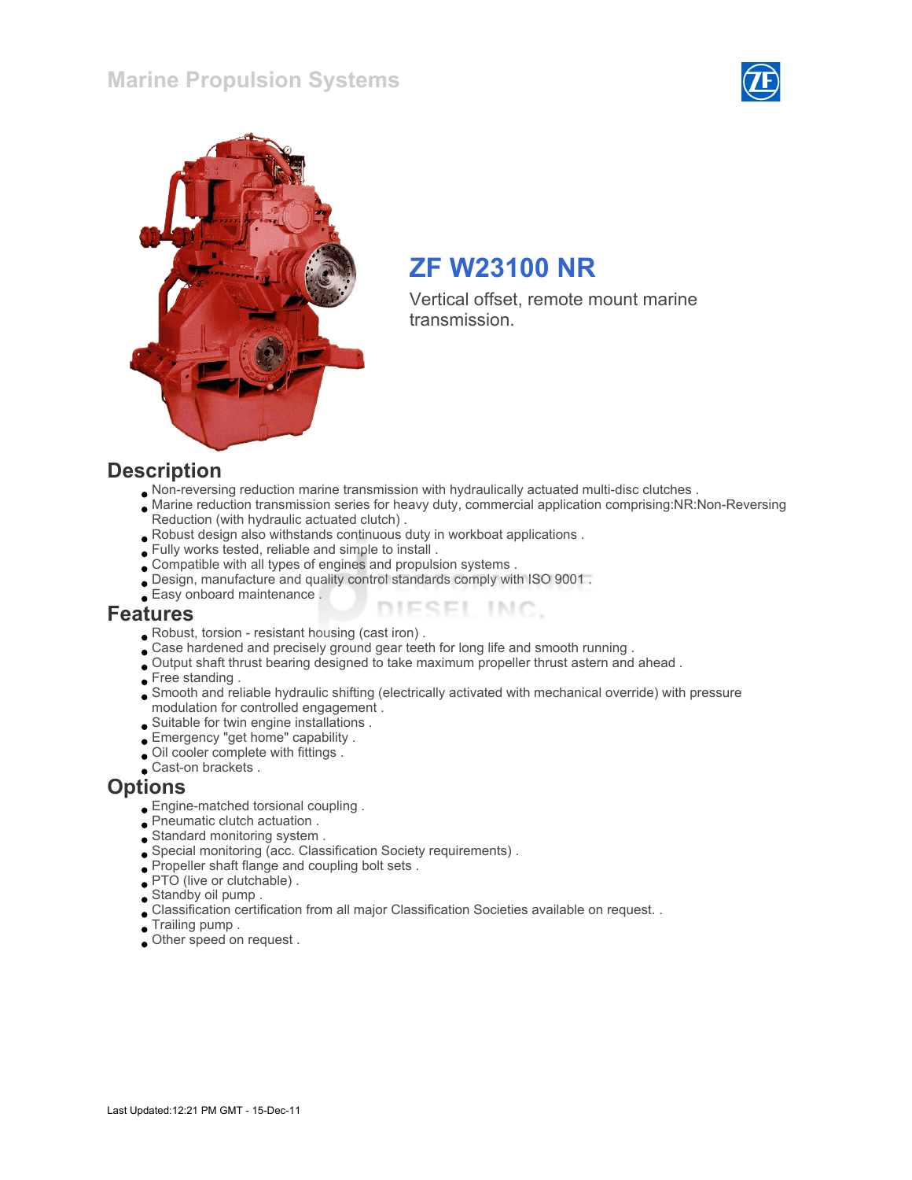# Marine Propulsion Systems

## ZF W23100 NR

Vertical offset, remote mount marine transmission.

## Description

- Non-reversing reduction marine transmission with hydraulically actuated multi-disc clutches .
- Marine reduction transmission series for heavy duty, commercial application comprising:NR:Non-Reversing Reduction (with hydraulic actuated clutch) .
- Robust design also withstands continuous duty in workboat applications .
- Fully works tested, reliable and simple to install .
- Compatible with all types of engines and propulsion systems .
- Design, manufacture and quality control standards comply with ISO 9001 .
- Easy onboard maintenance .

## Features

- Robust, torsion - resistant housing (cast iron) .
- Case hardened and precisely ground gear teeth for long life and smooth running .
- Output shaft thrust bearing designed to take maximum propeller thrust astern and ahead .
- Free standing .
- Smooth and reliable hydraulic shifting (electrically activated with mechanical override) with pressure modulation for controlled engagement .
- Suitable for twin engine installations .
- Emergency "get home" capability .
- Oil cooler complete with fittings .
- Cast-on brackets .

## Options

- Engine-matched torsional coupling .
- Pneumatic clutch actuation .
- Standard monitoring system .
- Special monitoring (acc. Classification Society requirements) .
- Propeller shaft flange and coupling bolt sets .
- PTO (live or clutchable) .
- Standby oil pump .
- Classification certification from all major Classification Societies available on request. .
- Trailing pump .
- Other speed on request .

Last Updated:12:21 PM GMT - 15-Dec-11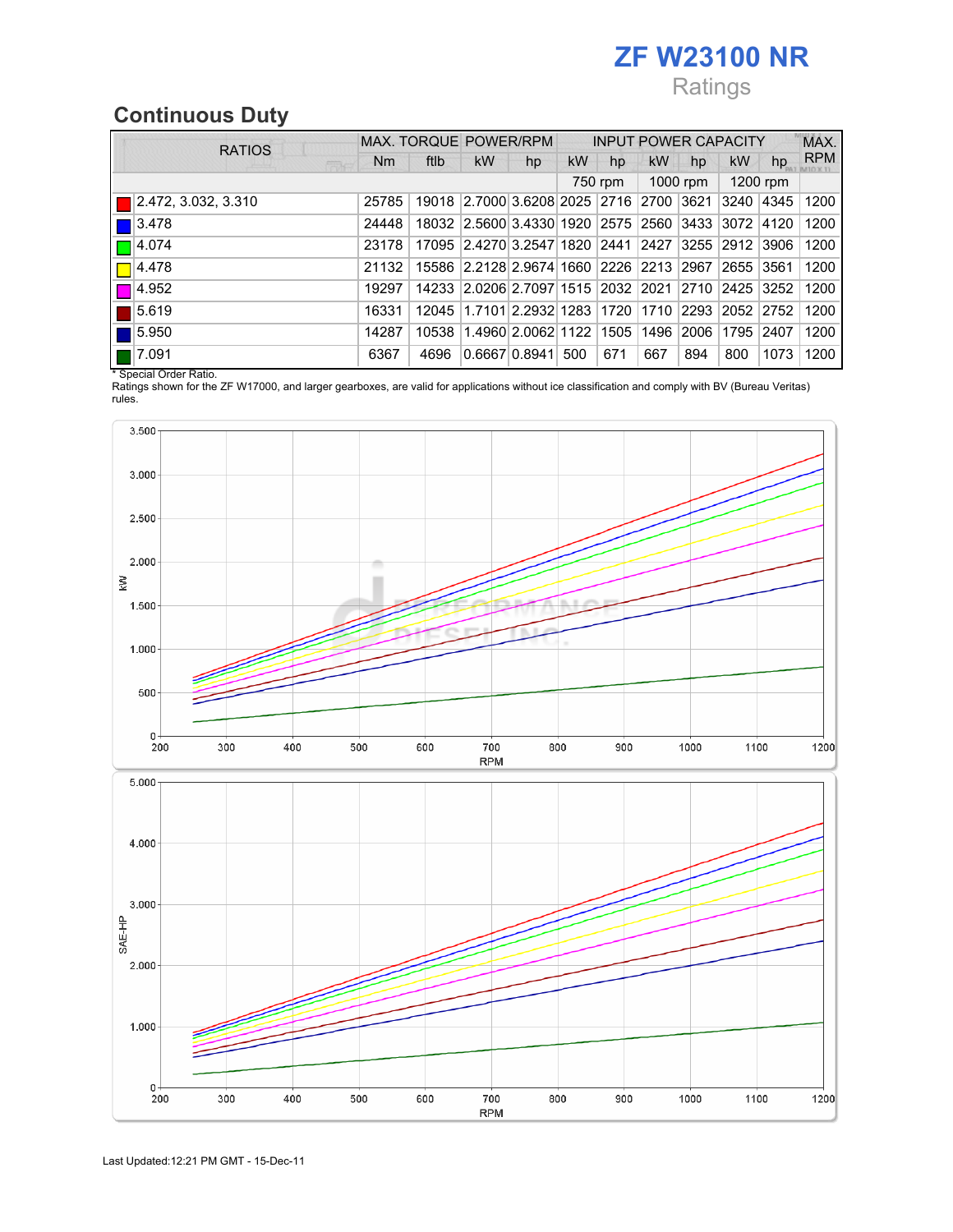# ZF W23100 NR

Ratings

## Continuous Duty

| RATIOS | MAX. TORQUE | | POWER/RPM | | INPUT POWER CAPACITY | | | | | | MAX. RPM |
|---|---|---|---|---|---|---|---|---|---|---|---|
| | Nm | ftlb | kW | hp | kW | hp | kW | hp | kW | hp | |
| | | | | | 750 rpm | | 1000 rpm | | 1200 rpm | | |
| 2.472, 3.032, 3.310 | 25785 | 19018 | 2.7000 | 3.6208 | 2025 | 2716 | 2700 | 3621 | 3240 | 4345 | 1200 |
| 3.478 | 24448 | 18032 | 2.5600 | 3.4330 | 1920 | 2575 | 2560 | 3433 | 3072 | 4120 | 1200 |
| 4.074 | 23178 | 17095 | 2.4270 | 3.2547 | 1820 | 2441 | 2427 | 3255 | 2912 | 3906 | 1200 |
| 4.478 | 21132 | 15586 | 2.2128 | 2.9674 | 1660 | 2226 | 2213 | 2967 | 2655 | 3561 | 1200 |
| 4.952 | 19297 | 14233 | 2.0206 | 2.7097 | 1515 | 2032 | 2021 | 2710 | 2425 | 3252 | 1200 |
| 5.619 | 16331 | 12045 | 1.7101 | 2.2932 | 1283 | 1720 | 1710 | 2293 | 2052 | 2752 | 1200 |
| 5.950 | 14287 | 10538 | 1.4960 | 2.0062 | 1122 | 1505 | 1496 | 2006 | 1795 | 2407 | 1200 |
| 7.091 | 6367 | 4696 | 0.6667 | 0.8941 | 500 | 671 | 667 | 894 | 800 | 1073 | 1200 |

* Special Order Ratio.

Ratings shown for the ZF W17000, and larger gearboxes, are valid for applications without ice classification and comply with BV (Bureau Veritas) rules.

Last Updated:12:21 PM GMT - 15-Dec-11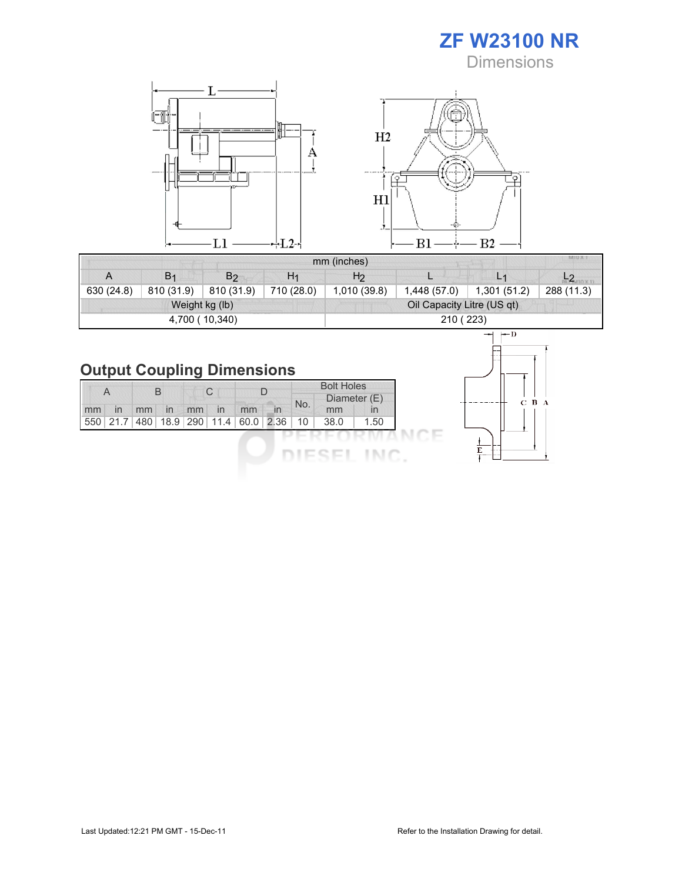# ZF W23100 NR

## Dimensions

| mm (inches) | | | | | | | |
|---|---|---|---|---|---|---|---|
| A | $B_1$ | $B_2$ | $H_1$ | $H_2$ | L | $L_1$ | $L_2$ |
| 630 (24.8) | 810 (31.9) | 810 (31.9) | 710 (28.0) | 1,010 (39.8) | 1,448 (57.0) | 1,301 (51.2) | 288 (11.3) |

| Weight kg (lb) | Oil Capacity Litre (US qt) |
|---|---|
| 4,700 ( 10,340) | 210 ( 223) |

## Output Coupling Dimensions

| A | | B | | C | | D | | Bolt Holes | | |
|---|---|---|---|---|---|---|---|---|---|---|
| | | | | | | | | No. | Diameter (E) | |
| mm | in | mm | in | mm | in | mm | in | | mm | in |
| 550 | 21.7 | 480 | 18.9 | 290 | 11.4 | 60.0 | 2.36 | 10 | 38.0 | 1.50 |

Last Updated:12:21 PM GMT - 15-Dec-11

Refer to the Installation Drawing for detail.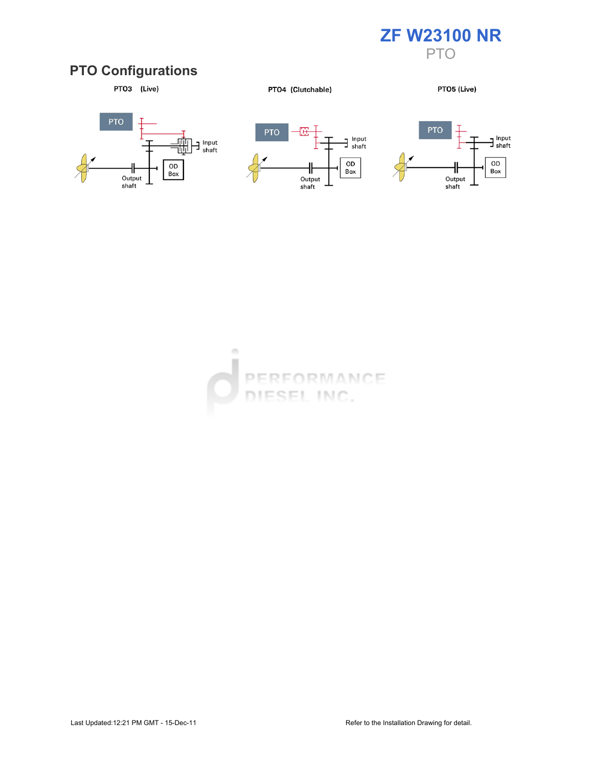# ZF W23100 NR

PTO

## PTO Configurations

PTO3 (Live)

PTO

Input shaft

OD Box

Output shaft

PTO4 (Clutchable)

PTO

Input shaft

OD Box

Output shaft

PTO5 (Live)

PTO

Input shaft

OD Box

Output shaft

Last Updated:12:21 PM GMT - 15-Dec-11

Refer to the Installation Drawing for detail.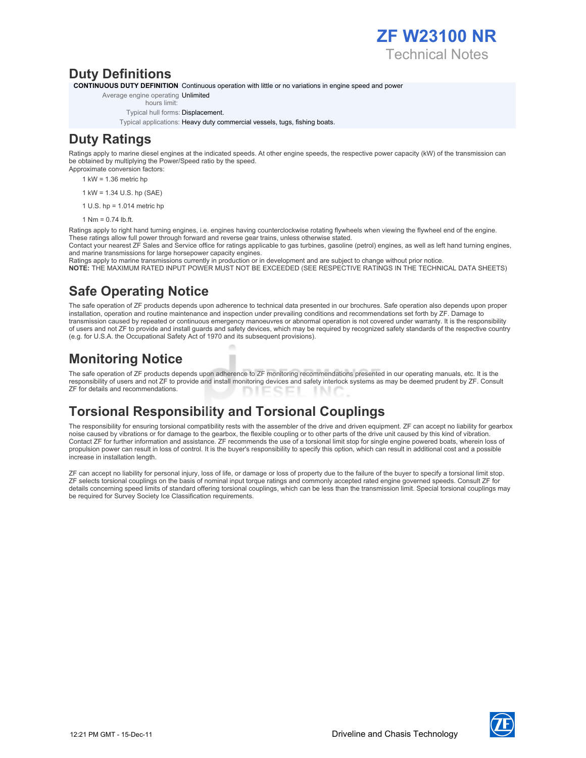# ZF W23100 NR
Technical Notes

## Duty Definitions

| | |
|---|---|
| **CONTINUOUS DUTY DEFINITION** | Continuous operation with little or no variations in engine speed and power |
| Average engine operating hours limit: | Unlimited |
| Typical hull forms: | Displacement. |
| Typical applications: | Heavy duty commercial vessels, tugs, fishing boats. |

## Duty Ratings

Ratings apply to marine diesel engines at the indicated speeds. At other engine speeds, the respective power capacity (kW) of the transmission can be obtained by multiplying the Power/Speed ratio by the speed.
Approximate conversion factors:

1 kW = 1.36 metric hp

1 kW = 1.34 U.S. hp (SAE)

1 U.S. hp = 1.014 metric hp

1 Nm = 0.74 lb.ft.

Ratings apply to right hand turning engines, i.e. engines having counterclockwise rotating flywheels when viewing the flywheel end of the engine. These ratings allow full power through forward and reverse gear trains, unless otherwise stated.
Contact your nearest ZF Sales and Service office for ratings applicable to gas turbines, gasoline (petrol) engines, as well as left hand turning engines, and marine transmissions for large horsepower capacity engines.
Ratings apply to marine transmissions currently in production or in development and are subject to change without prior notice.
**NOTE:** THE MAXIMUM RATED INPUT POWER MUST NOT BE EXCEEDED (SEE RESPECTIVE RATINGS IN THE TECHNICAL DATA SHEETS)

## Safe Operating Notice

The safe operation of ZF products depends upon adherence to technical data presented in our brochures. Safe operation also depends upon proper installation, operation and routine maintenance and inspection under prevailing conditions and recommendations set forth by ZF. Damage to transmission caused by repeated or continuous emergency manoeuvres or abnormal operation is not covered under warranty. It is the responsibility of users and not ZF to provide and install guards and safety devices, which may be required by recognized safety standards of the respective country (e.g. for U.S.A. the Occupational Safety Act of 1970 and its subsequent provisions).

## Monitoring Notice

The safe operation of ZF products depends upon adherence to ZF monitoring recommendations presented in our operating manuals, etc. It is the responsibility of users and not ZF to provide and install monitoring devices and safety interlock systems as may be deemed prudent by ZF. Consult ZF for details and recommendations.

## Torsional Responsibility and Torsional Couplings

The responsibility for ensuring torsional compatibility rests with the assembler of the drive and driven equipment. ZF can accept no liability for gearbox noise caused by vibrations or for damage to the gearbox, the flexible coupling or to other parts of the drive unit caused by this kind of vibration. Contact ZF for further information and assistance. ZF recommends the use of a torsional limit stop for single engine powered boats, wherein loss of propulsion power can result in loss of control. It is the buyer's responsibility to specify this option, which can result in additional cost and a possible increase in installation length.

ZF can accept no liability for personal injury, loss of life, or damage or loss of property due to the failure of the buyer to specify a torsional limit stop. ZF selects torsional couplings on the basis of nominal input torque ratings and commonly accepted rated engine governed speeds. Consult ZF for details concerning speed limits of standard offering torsional couplings, which can be less than the transmission limit. Special torsional couplings may be required for Survey Society Ice Classification requirements.